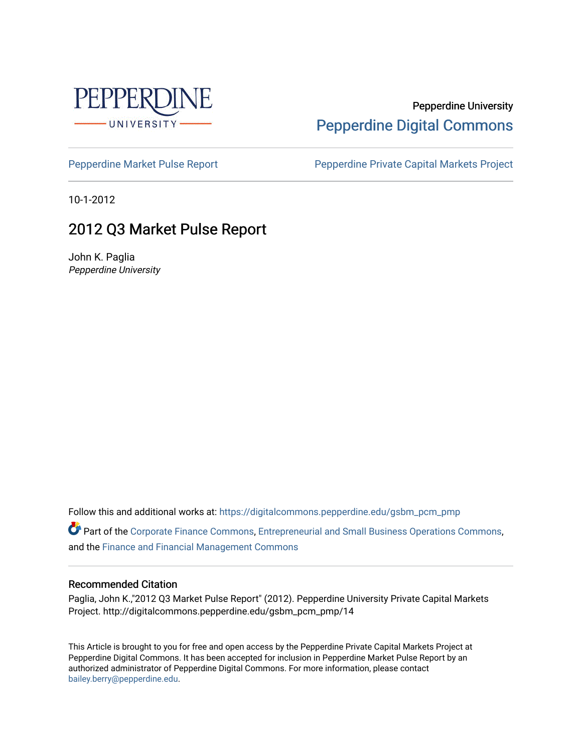Pepperdine University

Pepperdine Digital Commons

Pepperdine Market Pulse Report

Pepperdine Private Capital Markets Project

10-1-2012

# 2012 Q3 Market Pulse Report

John K. Paglia

*Pepperdine University*

Follow this and additional works at: https://digitalcommons.pepperdine.edu/gsbm_pcm_pmp

Part of the Corporate Finance Commons, Entrepreneurial and Small Business Operations Commons, and the Finance and Financial Management Commons

## Recommended Citation

Paglia, John K.,"2012 Q3 Market Pulse Report" (2012). Pepperdine University Private Capital Markets Project. http://digitalcommons.pepperdine.edu/gsbm_pcm_pmp/14

This Article is brought to you for free and open access by the Pepperdine Private Capital Markets Project at Pepperdine Digital Commons. It has been accepted for inclusion in Pepperdine Market Pulse Report by an authorized administrator of Pepperdine Digital Commons. For more information, please contact bailey.berry@pepperdine.edu.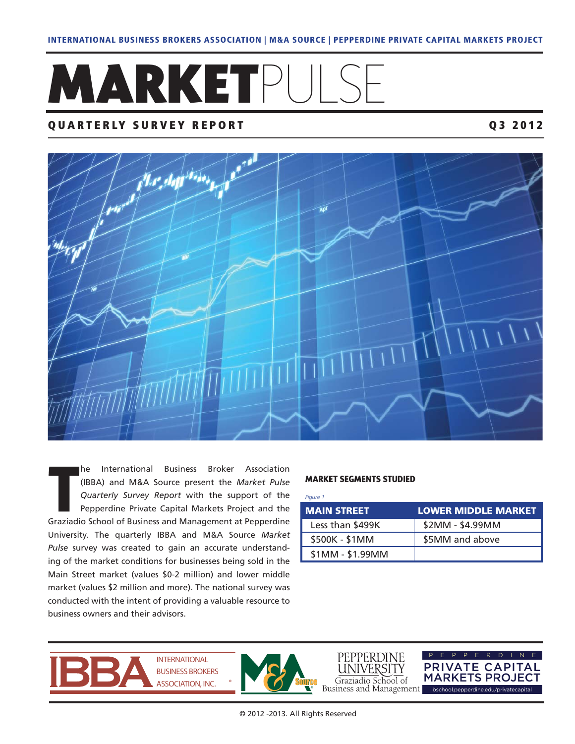INTERNATIONAL BUSINESS BROKERS ASSOCIATION | M&A SOURCE | PEPPERDINE PRIVATE CAPITAL MARKETS PROJECT

# MARKETPULSE

## QUARTERLY SURVEY REPORT — Q3 2012

The International Business Broker Association (IBBA) and M&A Source present the *Market Pulse Quarterly Survey Report* with the support of the Pepperdine Private Capital Markets Project and the Graziadio School of Business and Management at Pepperdine University. The quarterly IBBA and M&A Source *Market Pulse* survey was created to gain an accurate understanding of the market conditions for businesses being sold in the Main Street market (values $0-2 million) and lower middle market (values $2 million and more). The national survey was conducted with the intent of providing a valuable resource to business owners and their advisors.

### MARKET SEGMENTS STUDIED

*Figure 1*

| MAIN STREET | LOWER MIDDLE MARKET |
|---|---|
| Less than $499K | $2MM - $4.99MM |
| $500K - $1MM | $5MM and above |
| $1MM - $1.99MM | |

INTERNATIONAL BUSINESS BROKERS ASSOCIATION, INC. | M&A Source | PEPPERDINE UNIVERSITY Graziadio School of Business and Management | PEPPERDINE PRIVATE CAPITAL MARKETS PROJECT bschool.pepperdine.edu/privatecapital

© 2012 -2013. All Rights Reserved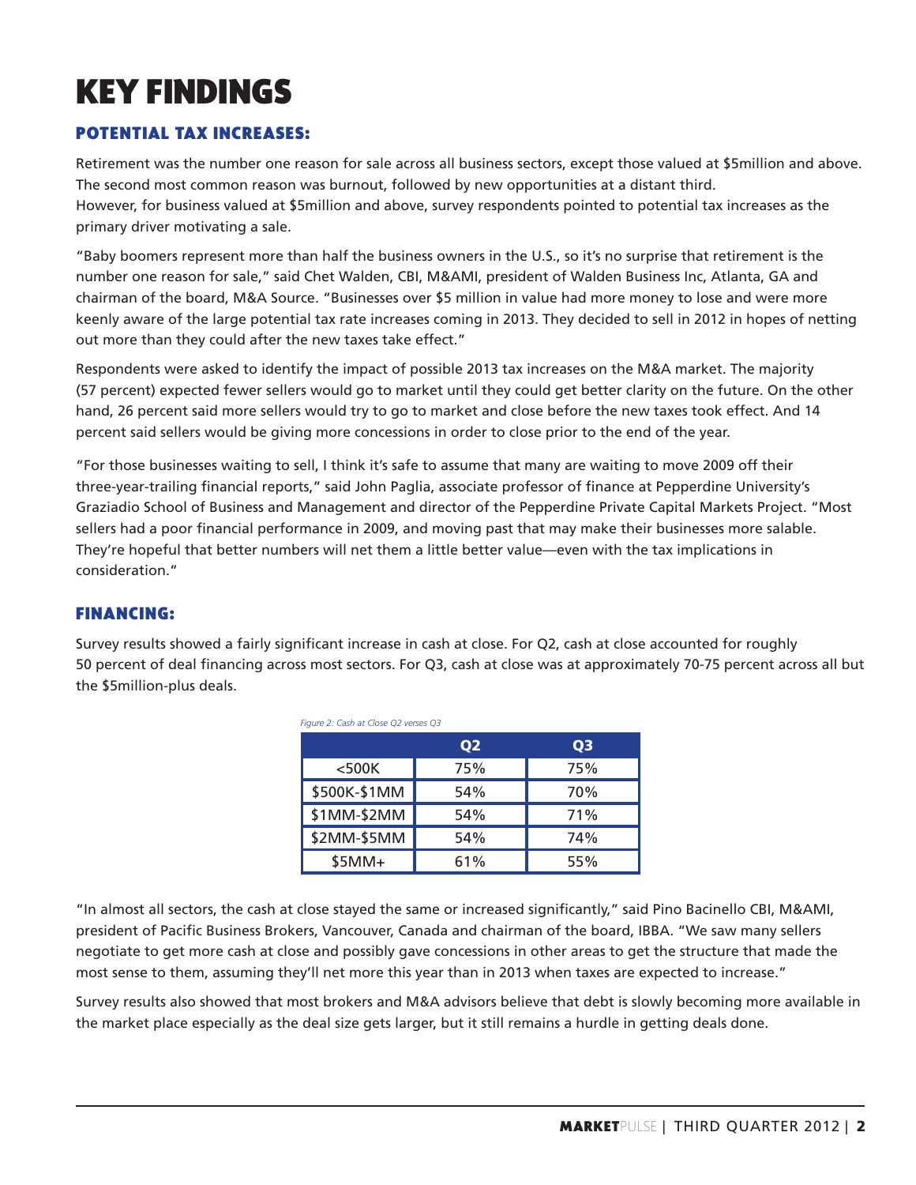# KEY FINDINGS

## POTENTIAL TAX INCREASES:

Retirement was the number one reason for sale across all business sectors, except those valued at $5million and above. The second most common reason was burnout, followed by new opportunities at a distant third.
However, for business valued at $5million and above, survey respondents pointed to potential tax increases as the primary driver motivating a sale.

"Baby boomers represent more than half the business owners in the U.S., so it's no surprise that retirement is the number one reason for sale," said Chet Walden, CBI, M&AMI, president of Walden Business Inc, Atlanta, GA and chairman of the board, M&A Source. "Businesses over $5 million in value had more money to lose and were more keenly aware of the large potential tax rate increases coming in 2013. They decided to sell in 2012 in hopes of netting out more than they could after the new taxes take effect."

Respondents were asked to identify the impact of possible 2013 tax increases on the M&A market. The majority (57 percent) expected fewer sellers would go to market until they could get better clarity on the future. On the other hand, 26 percent said more sellers would try to go to market and close before the new taxes took effect. And 14 percent said sellers would be giving more concessions in order to close prior to the end of the year.

"For those businesses waiting to sell, I think it's safe to assume that many are waiting to move 2009 off their three-year-trailing financial reports," said John Paglia, associate professor of finance at Pepperdine University's Graziadio School of Business and Management and director of the Pepperdine Private Capital Markets Project. "Most sellers had a poor financial performance in 2009, and moving past that may make their businesses more salable. They're hopeful that better numbers will net them a little better value—even with the tax implications in consideration."

## FINANCING:

Survey results showed a fairly significant increase in cash at close. For Q2, cash at close accounted for roughly 50 percent of deal financing across most sectors. For Q3, cash at close was at approximately 70-75 percent across all but the $5million-plus deals.

*Figure 2: Cash at Close Q2 verses Q3*

| | Q2 | Q3 |
|---|---|---|
| <500K | 75% | 75% |
| $500K-$1MM | 54% | 70% |
| $1MM-$2MM | 54% | 71% |
| $2MM-$5MM | 54% | 74% |
| $5MM+ | 61% | 55% |

"In almost all sectors, the cash at close stayed the same or increased significantly," said Pino Bacinello CBI, M&AMI, president of Pacific Business Brokers, Vancouver, Canada and chairman of the board, IBBA. "We saw many sellers negotiate to get more cash at close and possibly gave concessions in other areas to get the structure that made the most sense to them, assuming they'll net more this year than in 2013 when taxes are expected to increase."

Survey results also showed that most brokers and M&A advisors believe that debt is slowly becoming more available in the market place especially as the deal size gets larger, but it still remains a hurdle in getting deals done.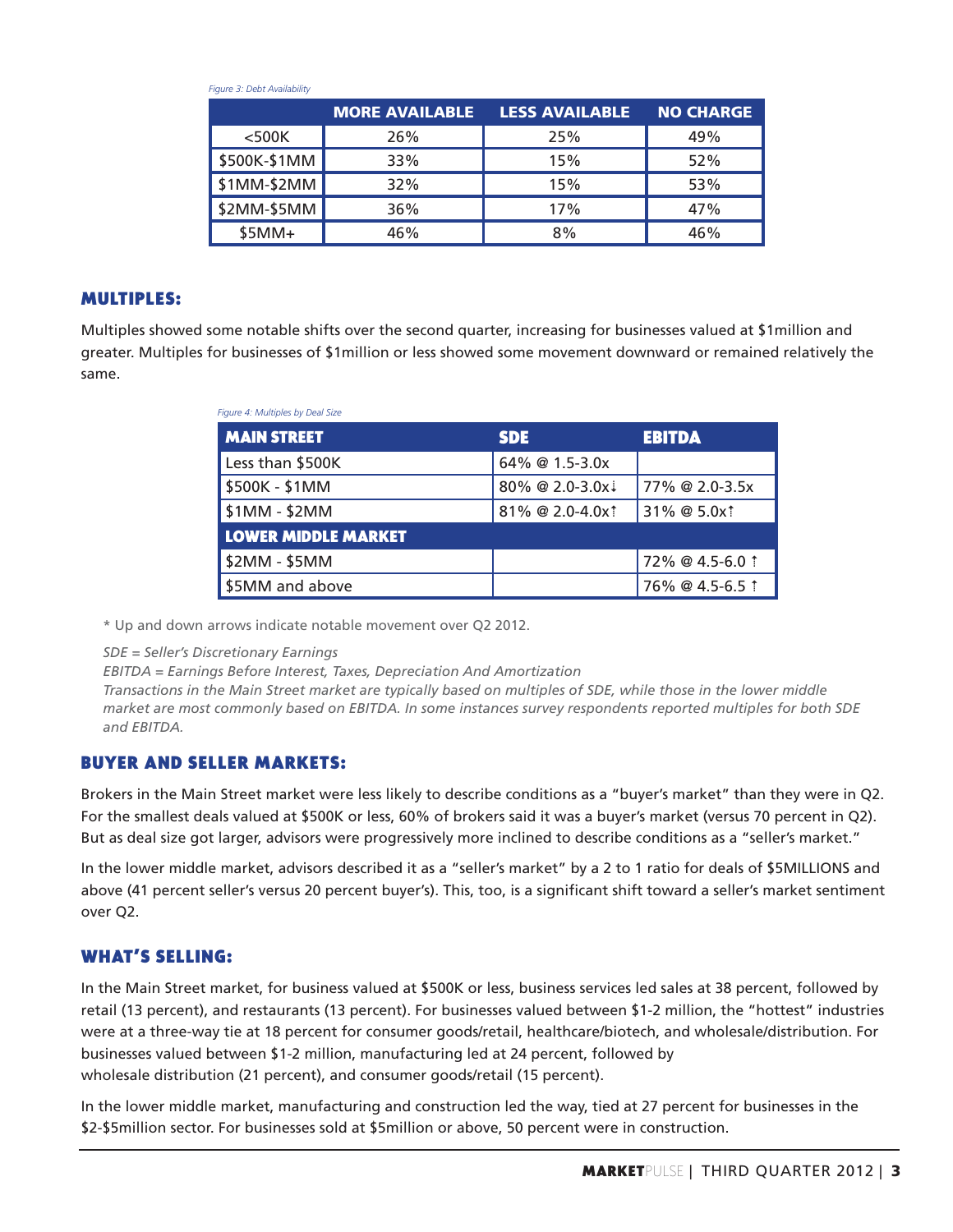*Figure 3: Debt Availability*

| | MORE AVAILABLE | LESS AVAILABLE | NO CHARGE |
|---|---|---|---|
| <500K | 26% | 25% | 49% |
| $500K-$1MM | 33% | 15% | 52% |
| $1MM-$2MM | 32% | 15% | 53% |
| $2MM-$5MM | 36% | 17% | 47% |
| $5MM+ | 46% | 8% | 46% |

## MULTIPLES:

Multiples showed some notable shifts over the second quarter, increasing for businesses valued at $1million and greater. Multiples for businesses of $1million or less showed some movement downward or remained relatively the same.

*Figure 4: Multiples by Deal Size*

| MAIN STREET | SDE | EBITDA |
|---|---|---|
| Less than $500K | 64% @ 1.5-3.0x | |
| $500K - $1MM | 80% @ 2.0-3.0x↓ | 77% @ 2.0-3.5x |
| $1MM - $2MM | 81% @ 2.0-4.0x↑ | 31% @ 5.0x↑ |
| **LOWER MIDDLE MARKET** | | |
| $2MM - $5MM | | 72% @ 4.5-6.0 ↑ |
| $5MM and above | | 76% @ 4.5-6.5 ↑ |

* Up and down arrows indicate notable movement over Q2 2012.

*SDE = Seller's Discretionary Earnings*

*EBITDA = Earnings Before Interest, Taxes, Depreciation And Amortization*

*Transactions in the Main Street market are typically based on multiples of SDE, while those in the lower middle market are most commonly based on EBITDA. In some instances survey respondents reported multiples for both SDE and EBITDA.*

## BUYER AND SELLER MARKETS:

Brokers in the Main Street market were less likely to describe conditions as a "buyer's market" than they were in Q2. For the smallest deals valued at $500K or less, 60% of brokers said it was a buyer's market (versus 70 percent in Q2). But as deal size got larger, advisors were progressively more inclined to describe conditions as a "seller's market."

In the lower middle market, advisors described it as a "seller's market" by a 2 to 1 ratio for deals of $5MILLIONS and above (41 percent seller's versus 20 percent buyer's). This, too, is a significant shift toward a seller's market sentiment over Q2.

## WHAT'S SELLING:

In the Main Street market, for business valued at $500K or less, business services led sales at 38 percent, followed by retail (13 percent), and restaurants (13 percent). For businesses valued between $1-2 million, the "hottest" industries were at a three-way tie at 18 percent for consumer goods/retail, healthcare/biotech, and wholesale/distribution. For businesses valued between $1-2 million, manufacturing led at 24 percent, followed by wholesale distribution (21 percent), and consumer goods/retail (15 percent).

In the lower middle market, manufacturing and construction led the way, tied at 27 percent for businesses in the $2-$5million sector. For businesses sold at $5million or above, 50 percent were in construction.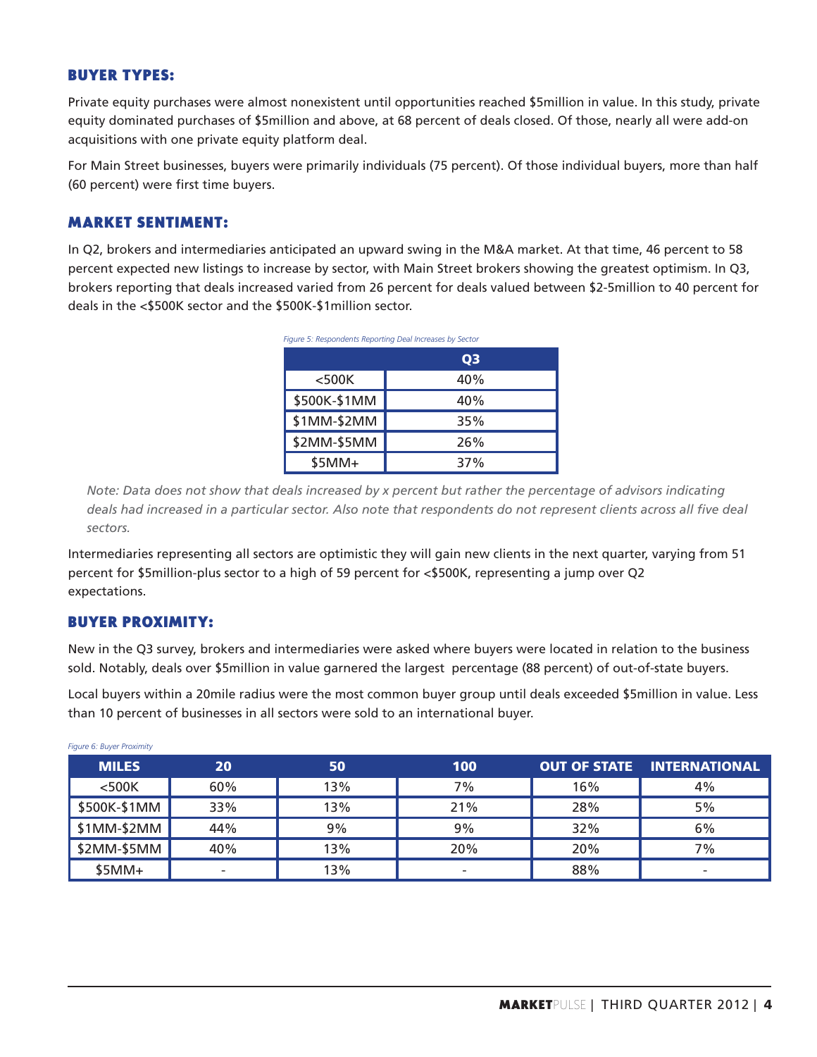## BUYER TYPES:

Private equity purchases were almost nonexistent until opportunities reached $5million in value. In this study, private equity dominated purchases of $5million and above, at 68 percent of deals closed. Of those, nearly all were add-on acquisitions with one private equity platform deal.

For Main Street businesses, buyers were primarily individuals (75 percent). Of those individual buyers, more than half (60 percent) were first time buyers.

## MARKET SENTIMENT:

In Q2, brokers and intermediaries anticipated an upward swing in the M&A market. At that time, 46 percent to 58 percent expected new listings to increase by sector, with Main Street brokers showing the greatest optimism. In Q3, brokers reporting that deals increased varied from 26 percent for deals valued between $2-5million to 40 percent for deals in the <$500K sector and the $500K-$1million sector.

*Figure 5: Respondents Reporting Deal Increases by Sector*

| | Q3 |
|---|---|
| <500K | 40% |
| $500K-$1MM | 40% |
| $1MM-$2MM | 35% |
| $2MM-$5MM | 26% |
| $5MM+ | 37% |

*Note: Data does not show that deals increased by x percent but rather the percentage of advisors indicating deals had increased in a particular sector. Also note that respondents do not represent clients across all five deal sectors.*

Intermediaries representing all sectors are optimistic they will gain new clients in the next quarter, varying from 51 percent for $5million-plus sector to a high of 59 percent for <$500K, representing a jump over Q2 expectations.

## BUYER PROXIMITY:

New in the Q3 survey, brokers and intermediaries were asked where buyers were located in relation to the business sold. Notably, deals over $5million in value garnered the largest percentage (88 percent) of out-of-state buyers.

Local buyers within a 20mile radius were the most common buyer group until deals exceeded $5million in value. Less than 10 percent of businesses in all sectors were sold to an international buyer.

*Figure 6: Buyer Proximity*

| MILES | 20 | 50 | 100 | OUT OF STATE | INTERNATIONAL |
|---|---|---|---|---|---|
| <500K | 60% | 13% | 7% | 16% | 4% |
| $500K-$1MM | 33% | 13% | 21% | 28% | 5% |
| $1MM-$2MM | 44% | 9% | 9% | 32% | 6% |
| $2MM-$5MM | 40% | 13% | 20% | 20% | 7% |
| $5MM+ | - | 13% | - | 88% | - |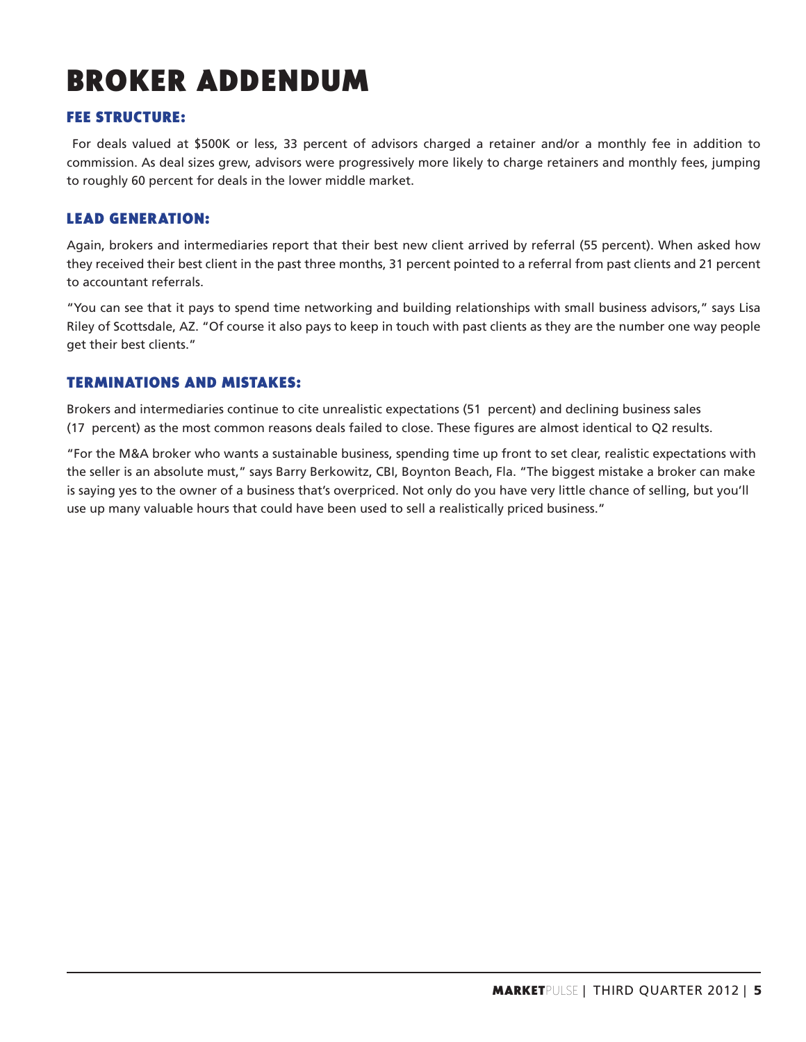# BROKER ADDENDUM

## FEE STRUCTURE:

For deals valued at $500K or less, 33 percent of advisors charged a retainer and/or a monthly fee in addition to commission. As deal sizes grew, advisors were progressively more likely to charge retainers and monthly fees, jumping to roughly 60 percent for deals in the lower middle market.

## LEAD GENERATION:

Again, brokers and intermediaries report that their best new client arrived by referral (55 percent). When asked how they received their best client in the past three months, 31 percent pointed to a referral from past clients and 21 percent to accountant referrals.

"You can see that it pays to spend time networking and building relationships with small business advisors," says Lisa Riley of Scottsdale, AZ. "Of course it also pays to keep in touch with past clients as they are the number one way people get their best clients."

## TERMINATIONS AND MISTAKES:

Brokers and intermediaries continue to cite unrealistic expectations (51 percent) and declining business sales (17 percent) as the most common reasons deals failed to close. These figures are almost identical to Q2 results.

"For the M&A broker who wants a sustainable business, spending time up front to set clear, realistic expectations with the seller is an absolute must," says Barry Berkowitz, CBI, Boynton Beach, Fla. "The biggest mistake a broker can make is saying yes to the owner of a business that's overpriced. Not only do you have very little chance of selling, but you'll use up many valuable hours that could have been used to sell a realistically priced business."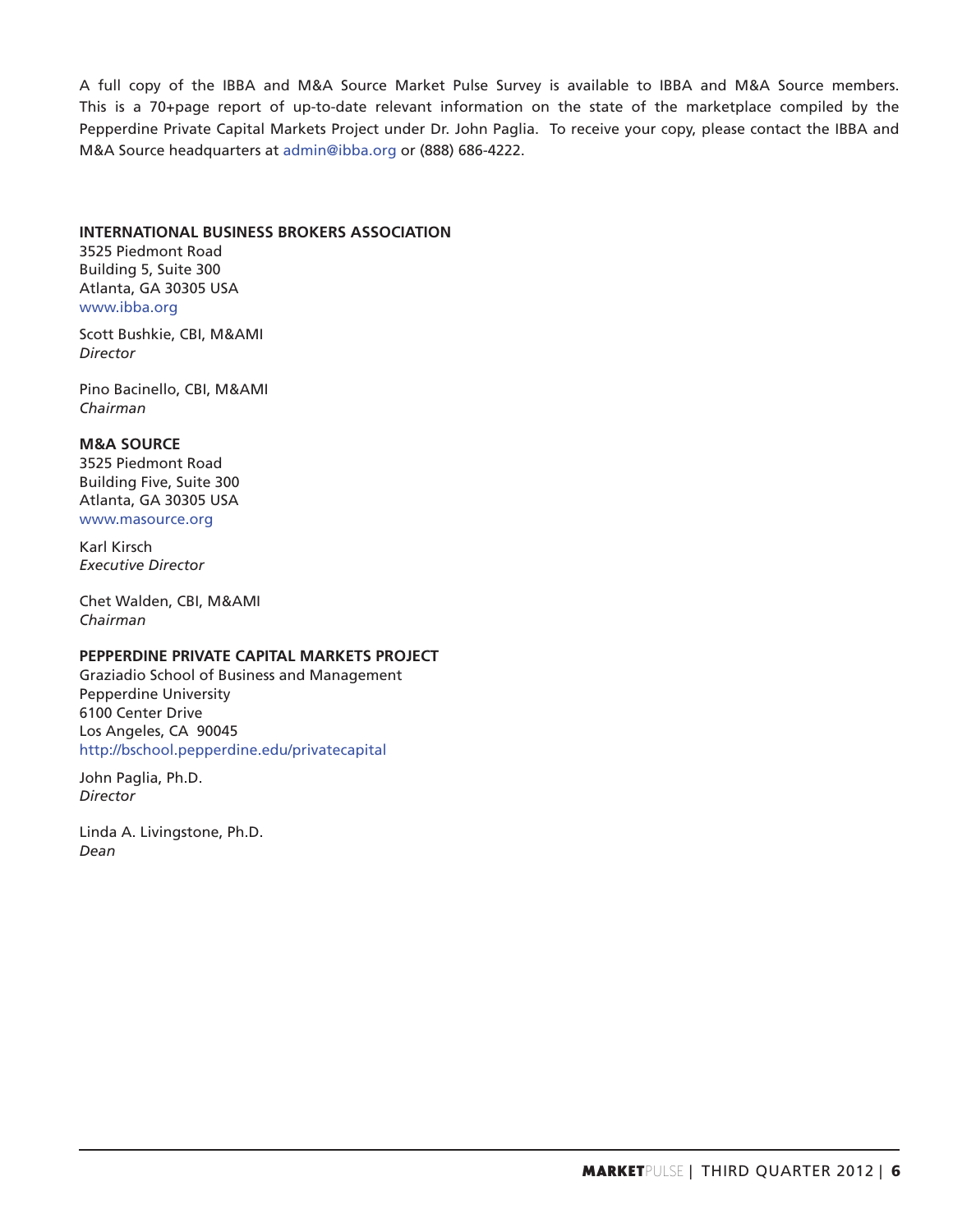A full copy of the IBBA and M&A Source Market Pulse Survey is available to IBBA and M&A Source members. This is a 70+page report of up-to-date relevant information on the state of the marketplace compiled by the Pepperdine Private Capital Markets Project under Dr. John Paglia. To receive your copy, please contact the IBBA and M&A Source headquarters at admin@ibba.org or (888) 686-4222.

**INTERNATIONAL BUSINESS BROKERS ASSOCIATION**
3525 Piedmont Road
Building 5, Suite 300
Atlanta, GA 30305 USA
www.ibba.org

Scott Bushkie, CBI, M&AMI
*Director*

Pino Bacinello, CBI, M&AMI
*Chairman*

**M&A SOURCE**
3525 Piedmont Road
Building Five, Suite 300
Atlanta, GA 30305 USA
www.masource.org

Karl Kirsch
*Executive Director*

Chet Walden, CBI, M&AMI
*Chairman*

**PEPPERDINE PRIVATE CAPITAL MARKETS PROJECT**
Graziadio School of Business and Management
Pepperdine University
6100 Center Drive
Los Angeles, CA 90045
http://bschool.pepperdine.edu/privatecapital

John Paglia, Ph.D.
*Director*

Linda A. Livingstone, Ph.D.
*Dean*